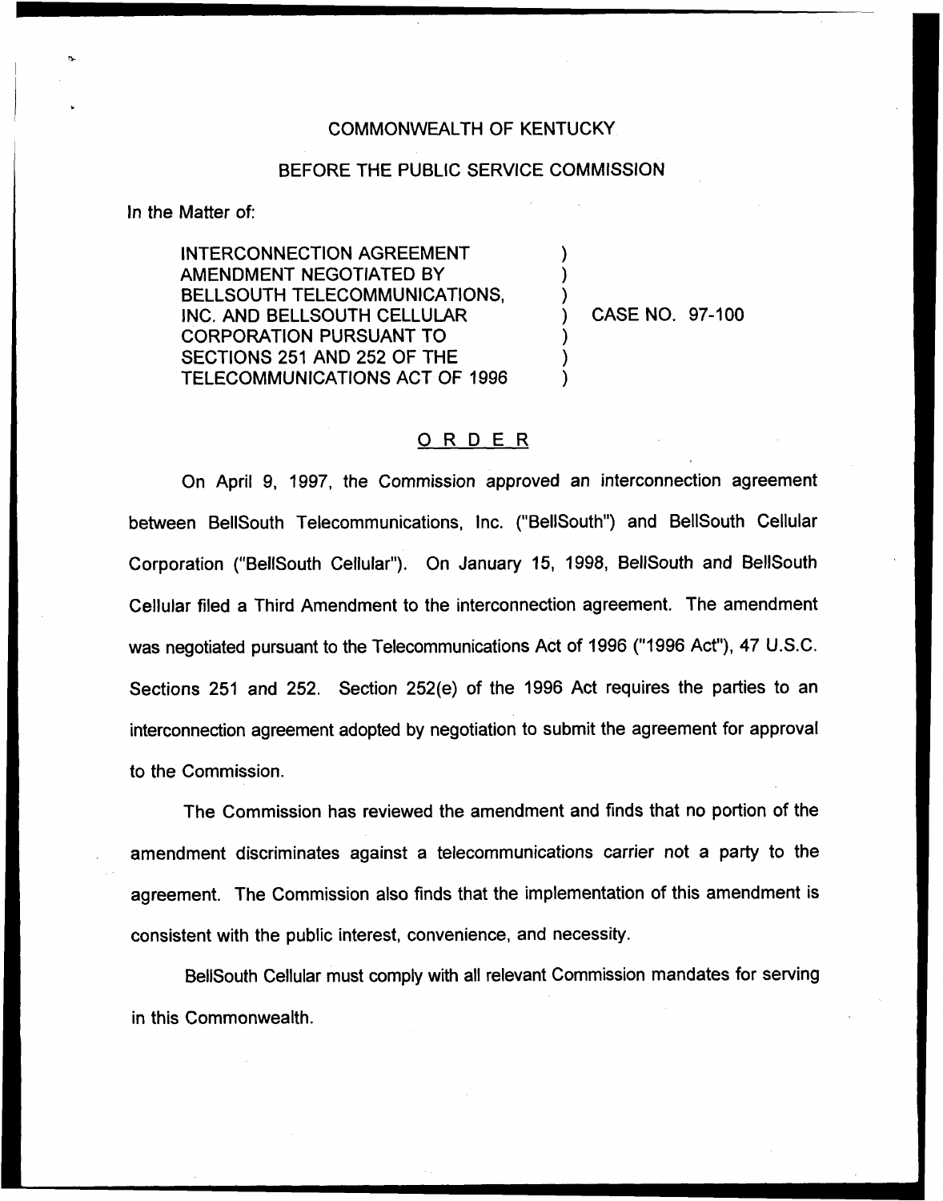COMMONWEALTH OF KENTUCKY

BEFORE THE PUBLIC SERVICE COMMISSION

In the Matter of:

INTERCONNECTION AGREEMENT AMENDMENT NEGOTIATED BY BELLSOUTH TELECOMMUNICATIONS, INC. AND BELLSOUTH CELLULAR CORPORATION PURSUANT TO SECTIONS 251 AND 252 OF THE TELECOMMUNICATIONS ACT OF 1996 ) CASE NO. 97-100

O R D E R

On April 9, 1997, the Commission approved an interconnection agreement between BellSouth Telecommunications, Inc. ("BellSouth") and BellSouth Cellular Corporation ("BellSouth Cellular"). On January 15, 1998, BellSouth and BellSouth Cellular filed a Third Amendment to the interconnection agreement. The amendment was negotiated pursuant to the Telecommunications Act of 1996 ("1996 Act"), 47 U.S.C. Sections 251 and 252. Section 252(e) of the 1996 Act requires the parties to an interconnection agreement adopted by negotiation to submit the agreement for approval to the Commission.

The Commission has reviewed the amendment and finds that no portion of the amendment discriminates against a telecommunications carrier not a party to the agreement. The Commission also finds that the implementation of this amendment is consistent with the public interest, convenience, and necessity.

BellSouth Cellular must comply with all relevant Commission mandates for serving in this Commonwealth.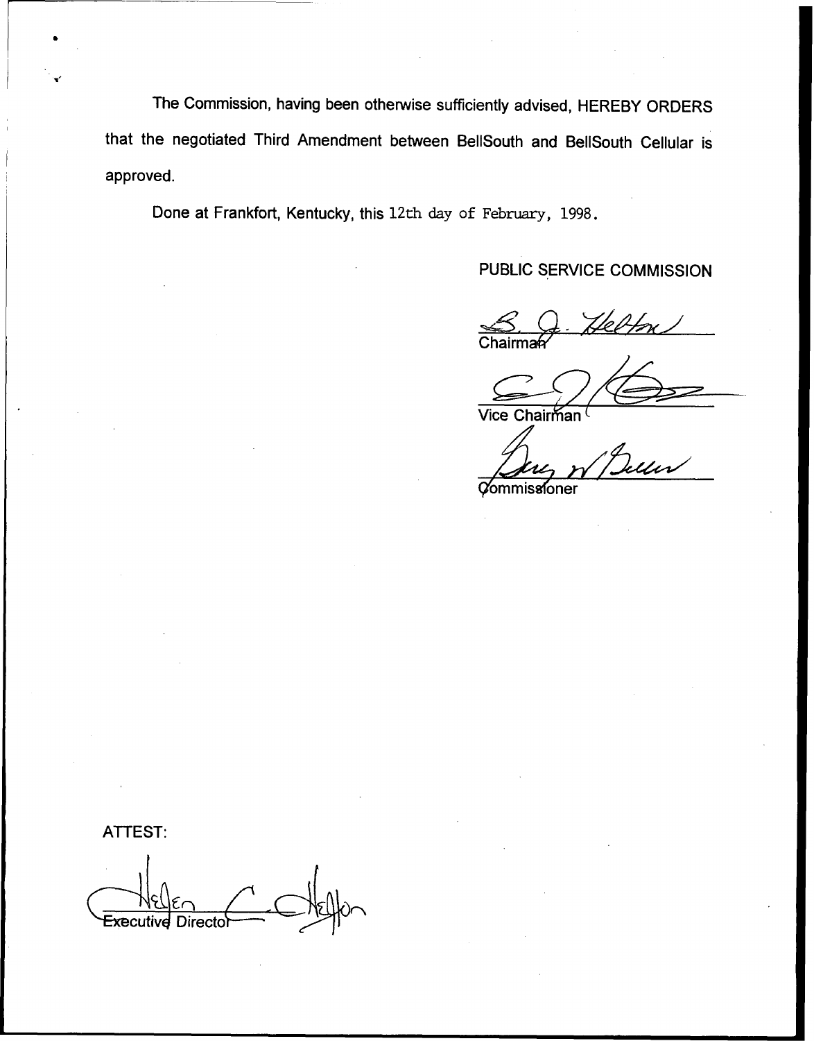The Commission, having been otherwise sufficiently advised, HEREBY ORDERS that the negotiated Third Amendment between BellSouth and BellSouth Cellular is approved.

Done at Frankfort, Kentucky, this 12th day of February, 1998.

PUBLIC SERVICE COMMISSION

Chairman

Vice Chairman

Commissioner

ATTEST:

Executive Director